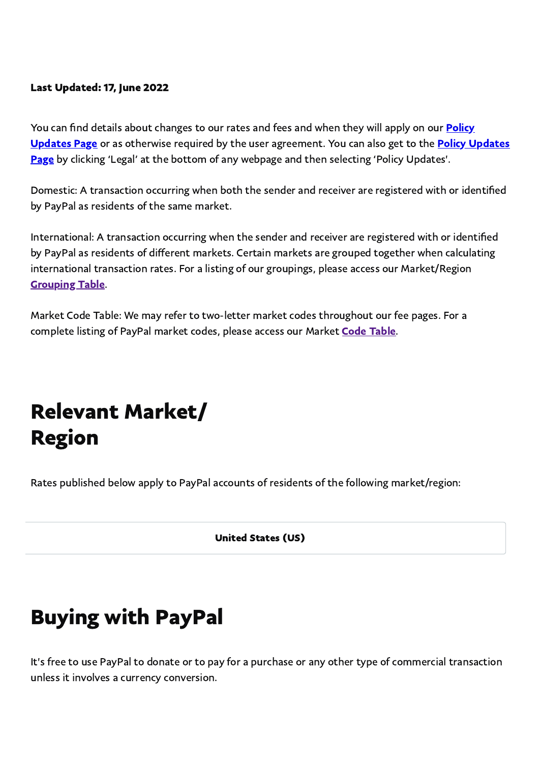**Last Updated: 17, June 2022**

You can find details about changes to our rates and fees and when they will apply on our **Policy Updates Page** or as otherwise required by the user agreement. You can also get to the **Policy Updates Page** by clicking 'Legal' at the bottom of any webpage and then selecting 'Policy Updates'.

Domestic: A transaction occurring when both the sender and receiver are registered with or identified by PayPal as residents of the same market.

International: A transaction occurring when the sender and receiver are registered with or identified by PayPal as residents of different markets. Certain markets are grouped together when calculating international transaction rates. For a listing of our groupings, please access our Market/Region **Grouping Table**.

Market Code Table: We may refer to two-letter market codes throughout our fee pages. For a complete listing of PayPal market codes, please access our Market **Code Table**.

# Relevant Market/ Region

Rates published below apply to PayPal accounts of residents of the following market/region:

| United States (US) |
| --- |

# Buying with PayPal

It's free to use PayPal to donate or to pay for a purchase or any other type of commercial transaction unless it involves a currency conversion.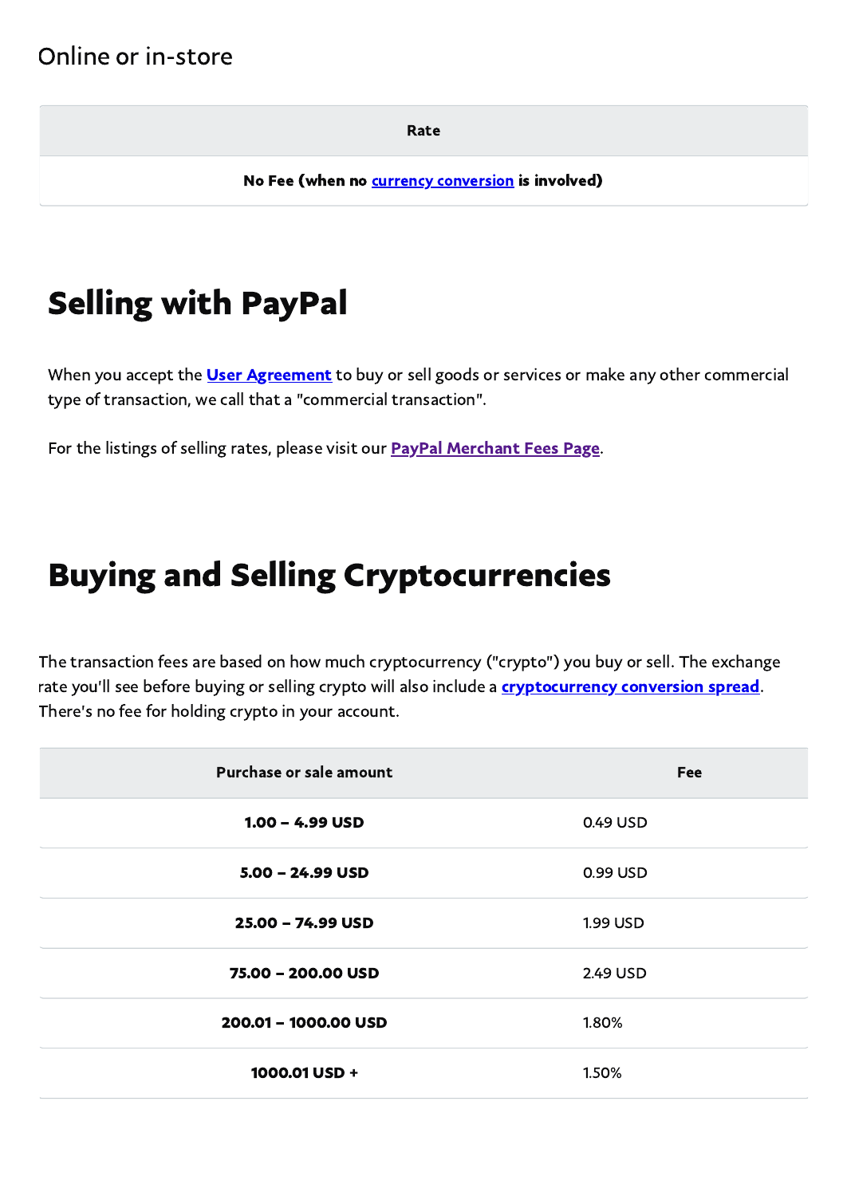### Online or in-store

| Rate |
| --- |
| **No Fee (when no currency conversion is involved)** |

## Selling with PayPal

When you accept the **User Agreement** to buy or sell goods or services or make any other commercial type of transaction, we call that a "commercial transaction".

For the listings of selling rates, please visit our **PayPal Merchant Fees Page**.

## Buying and Selling Cryptocurrencies

The transaction fees are based on how much cryptocurrency ("crypto") you buy or sell. The exchange rate you'll see before buying or selling crypto will also include a **cryptocurrency conversion spread**. There's no fee for holding crypto in your account.

| Purchase or sale amount | Fee |
| --- | --- |
| **1.00 – 4.99 USD** | 0.49 USD |
| **5.00 – 24.99 USD** | 0.99 USD |
| **25.00 – 74.99 USD** | 1.99 USD |
| **75.00 – 200.00 USD** | 2.49 USD |
| **200.01 – 1000.00 USD** | 1.80% |
| **1000.01 USD +** | 1.50% |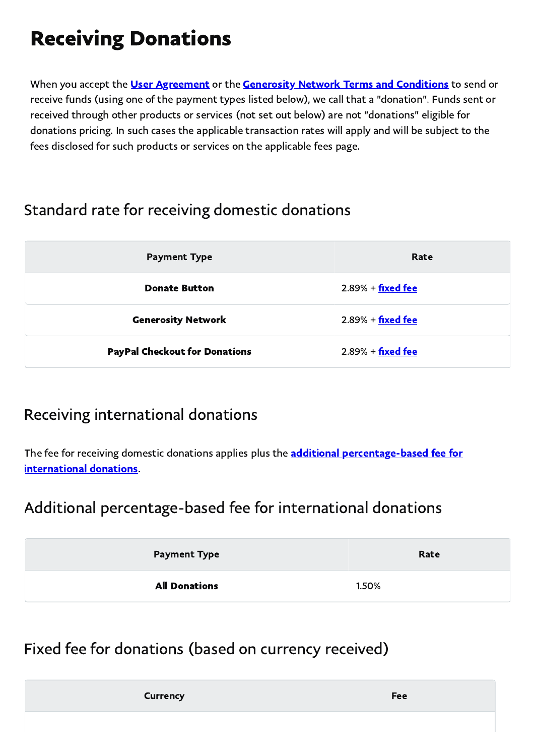# Receiving Donations

When you accept the **User Agreement** or the **Generosity Network Terms and Conditions** to send or receive funds (using one of the payment types listed below), we call that a "donation". Funds sent or received through other products or services (not set out below) are not "donations" eligible for donations pricing. In such cases the applicable transaction rates will apply and will be subject to the fees disclosed for such products or services on the applicable fees page.

## Standard rate for receiving domestic donations

| Payment Type | Rate |
| --- | --- |
| **Donate Button** | 2.89% + fixed fee |
| **Generosity Network** | 2.89% + fixed fee |
| **PayPal Checkout for Donations** | 2.89% + fixed fee |

## Receiving international donations

The fee for receiving domestic donations applies plus the **additional percentage-based fee for international donations**.

## Additional percentage-based fee for international donations

| Payment Type | Rate |
| --- | --- |
| **All Donations** | 1.50% |

## Fixed fee for donations (based on currency received)

| Currency | Fee |
| --- | --- |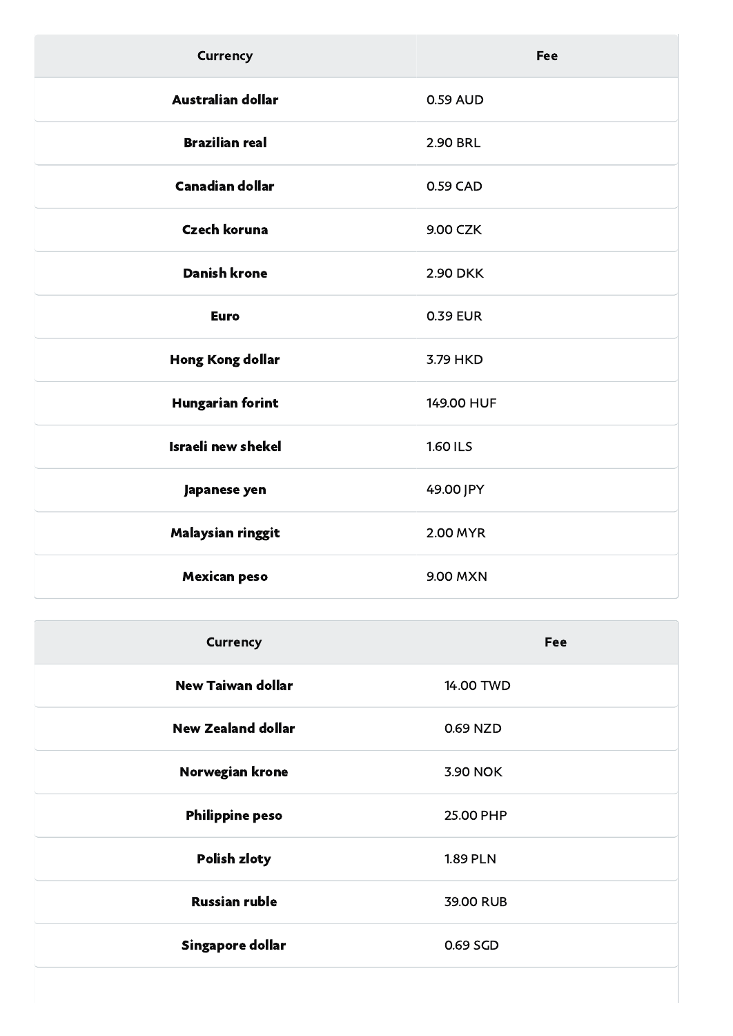| Currency | Fee |
| --- | --- |
| **Australian dollar** | 0.59 AUD |
| **Brazilian real** | 2.90 BRL |
| **Canadian dollar** | 0.59 CAD |
| **Czech koruna** | 9.00 CZK |
| **Danish krone** | 2.90 DKK |
| **Euro** | 0.39 EUR |
| **Hong Kong dollar** | 3.79 HKD |
| **Hungarian forint** | 149.00 HUF |
| **Israeli new shekel** | 1.60 ILS |
| **Japanese yen** | 49.00 JPY |
| **Malaysian ringgit** | 2.00 MYR |
| **Mexican peso** | 9.00 MXN |

| Currency | Fee |
| --- | --- |
| **New Taiwan dollar** | 14.00 TWD |
| **New Zealand dollar** | 0.69 NZD |
| **Norwegian krone** | 3.90 NOK |
| **Philippine peso** | 25.00 PHP |
| **Polish zloty** | 1.89 PLN |
| **Russian ruble** | 39.00 RUB |
| **Singapore dollar** | 0.69 SGD |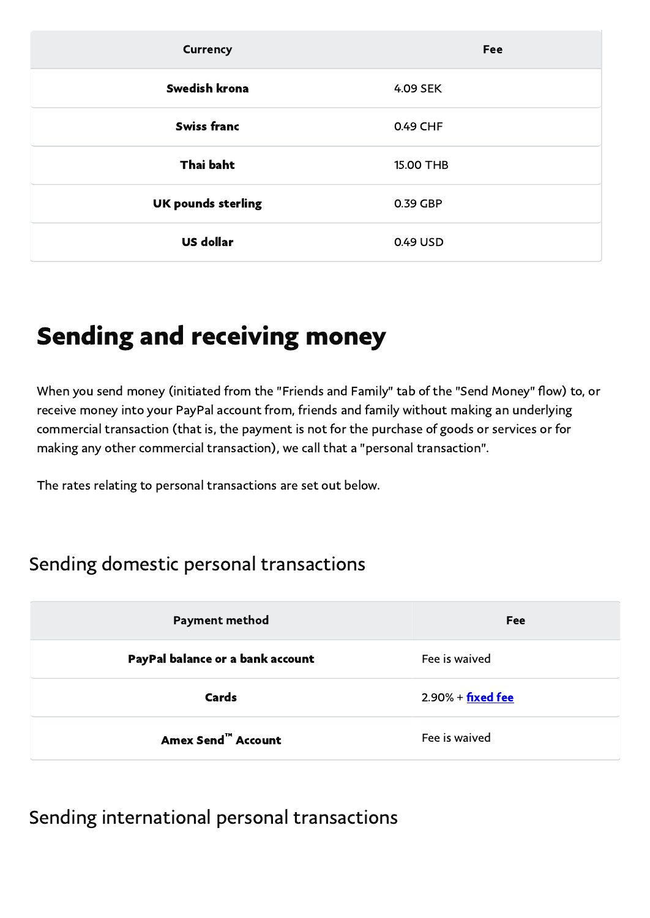| Currency | Fee |
| --- | --- |
| **Swedish krona** | 4.09 SEK |
| **Swiss franc** | 0.49 CHF |
| **Thai baht** | 15.00 THB |
| **UK pounds sterling** | 0.39 GBP |
| **US dollar** | 0.49 USD |

# Sending and receiving money

When you send money (initiated from the "Friends and Family" tab of the "Send Money" flow) to, or receive money into your PayPal account from, friends and family without making an underlying commercial transaction (that is, the payment is not for the purchase of goods or services or for making any other commercial transaction), we call that a "personal transaction".

The rates relating to personal transactions are set out below.

## Sending domestic personal transactions

| Payment method | Fee |
| --- | --- |
| **PayPal balance or a bank account** | Fee is waived |
| **Cards** | 2.90% + **fixed fee** |
| **Amex Send™ Account** | Fee is waived |

## Sending international personal transactions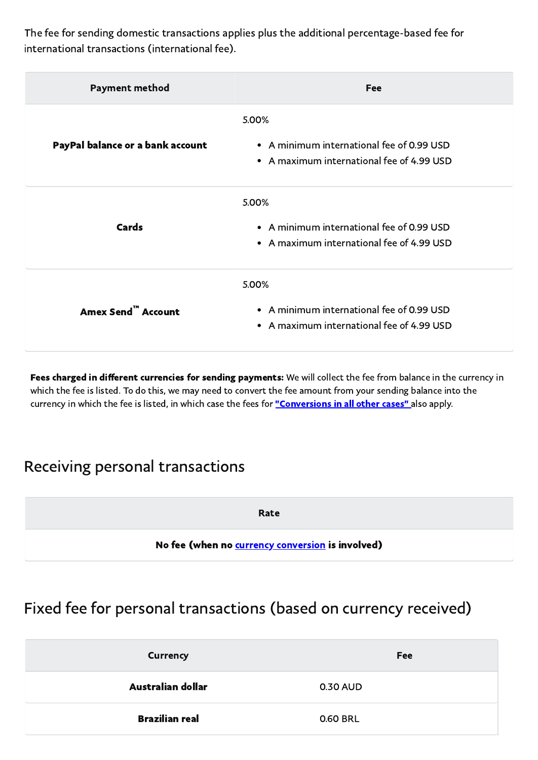The fee for sending domestic transactions applies plus the additional percentage-based fee for international transactions (international fee).

| Payment method | Fee |
| --- | --- |
| **PayPal balance or a bank account** | 5.00%<br>• A minimum international fee of 0.99 USD<br>• A maximum international fee of 4.99 USD |
| **Cards** | 5.00%<br>• A minimum international fee of 0.99 USD<br>• A maximum international fee of 4.99 USD |
| **Amex Send™ Account** | 5.00%<br>• A minimum international fee of 0.99 USD<br>• A maximum international fee of 4.99 USD |

**Fees charged in different currencies for sending payments:** We will collect the fee from balance in the currency in which the fee is listed. To do this, we may need to convert the fee amount from your sending balance into the currency in which the fee is listed, in which case the fees for **"Conversions in all other cases"** also apply.

## Receiving personal transactions

| Rate |
| --- |
| **No fee (when no currency conversion is involved)** |

## Fixed fee for personal transactions (based on currency received)

| Currency | Fee |
| --- | --- |
| **Australian dollar** | 0.30 AUD |
| **Brazilian real** | 0.60 BRL |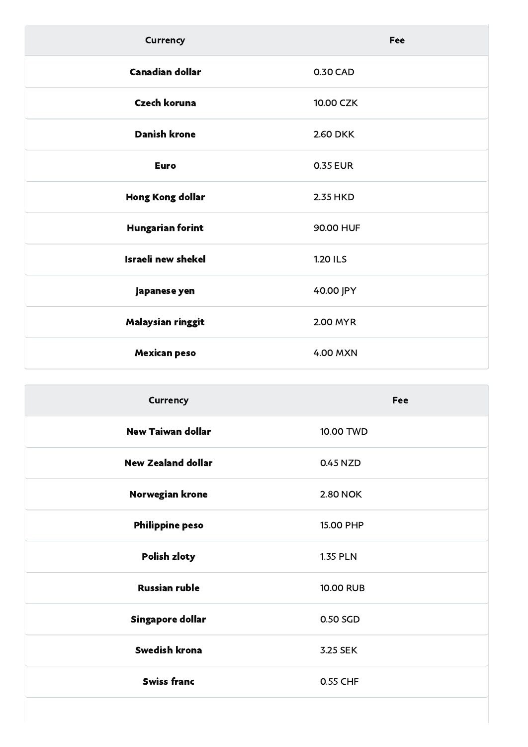| Currency | Fee |
| --- | --- |
| **Canadian dollar** | 0.30 CAD |
| **Czech koruna** | 10.00 CZK |
| **Danish krone** | 2.60 DKK |
| **Euro** | 0.35 EUR |
| **Hong Kong dollar** | 2.35 HKD |
| **Hungarian forint** | 90.00 HUF |
| **Israeli new shekel** | 1.20 ILS |
| **Japanese yen** | 40.00 JPY |
| **Malaysian ringgit** | 2.00 MYR |
| **Mexican peso** | 4.00 MXN |

| Currency | Fee |
| --- | --- |
| **New Taiwan dollar** | 10.00 TWD |
| **New Zealand dollar** | 0.45 NZD |
| **Norwegian krone** | 2.80 NOK |
| **Philippine peso** | 15.00 PHP |
| **Polish zloty** | 1.35 PLN |
| **Russian ruble** | 10.00 RUB |
| **Singapore dollar** | 0.50 SGD |
| **Swedish krona** | 3.25 SEK |
| **Swiss franc** | 0.55 CHF |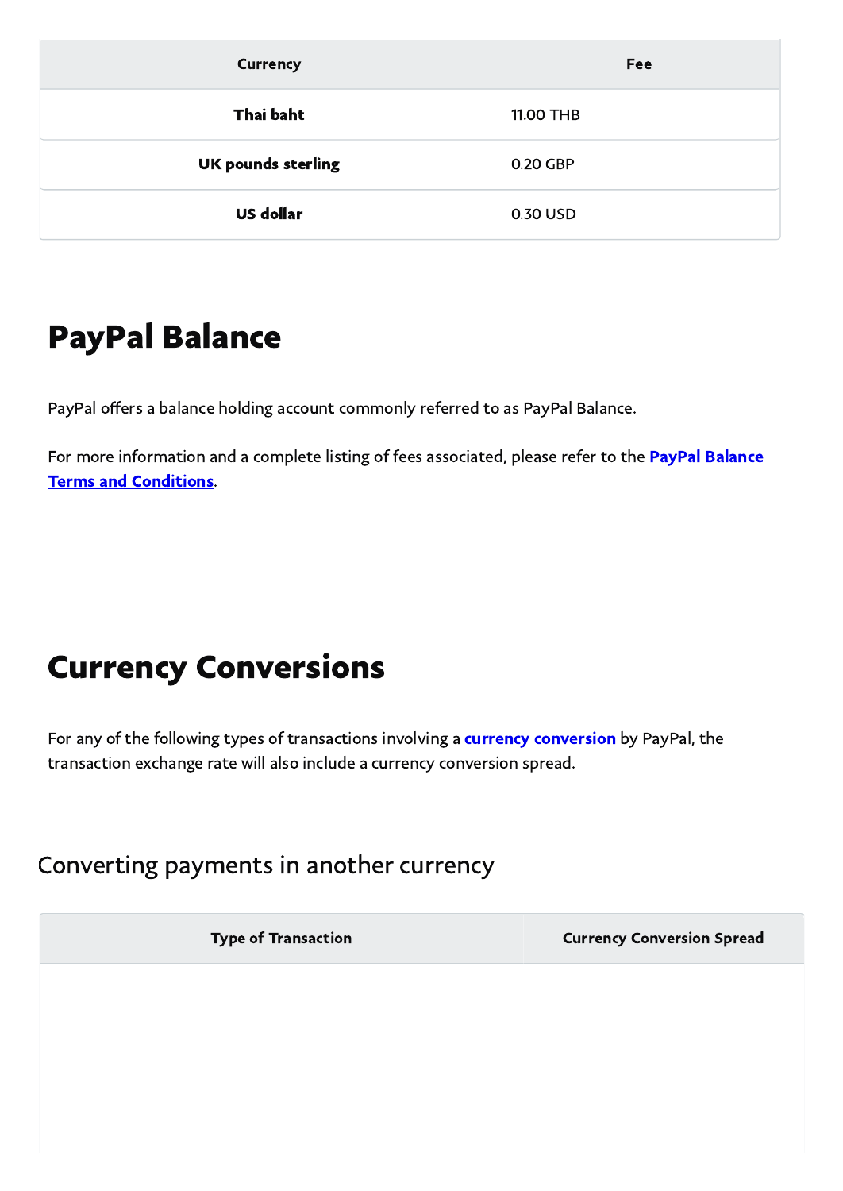| Currency | Fee |
| --- | --- |
| **Thai baht** | 11.00 THB |
| **UK pounds sterling** | 0.20 GBP |
| **US dollar** | 0.30 USD |

# PayPal Balance

PayPal offers a balance holding account commonly referred to as PayPal Balance.

For more information and a complete listing of fees associated, please refer to the **PayPal Balance Terms and Conditions**.

# Currency Conversions

For any of the following types of transactions involving a **currency conversion** by PayPal, the transaction exchange rate will also include a currency conversion spread.

## Converting payments in another currency

| Type of Transaction | Currency Conversion Spread |
| --- | --- |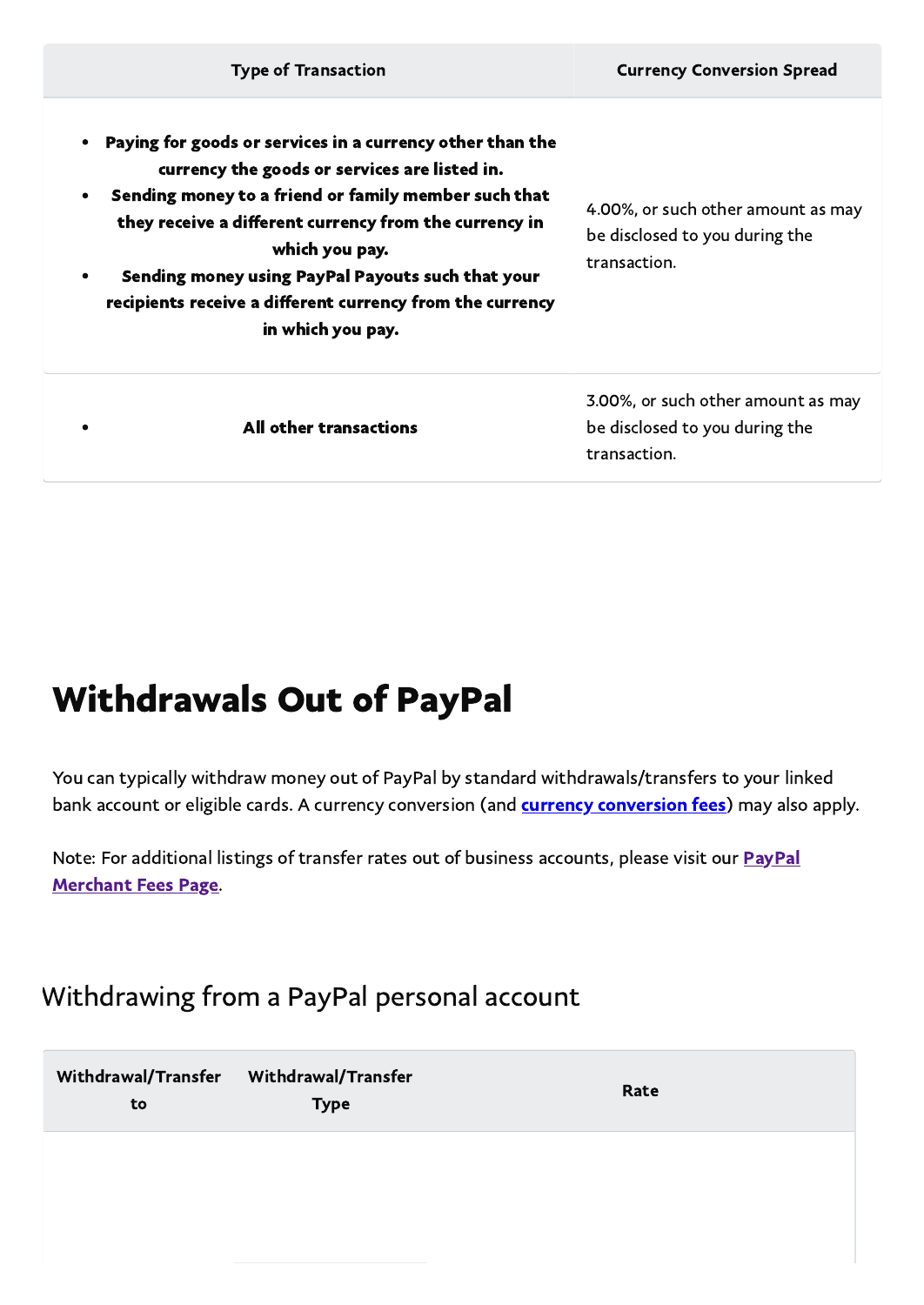| Type of Transaction | Currency Conversion Spread |
| --- | --- |
| • **Paying for goods or services in a currency other than the currency the goods or services are listed in.**<br>• **Sending money to a friend or family member such that they receive a different currency from the currency in which you pay.**<br>• **Sending money using PayPal Payouts such that your recipients receive a different currency from the currency in which you pay.** | 4.00%, or such other amount as may be disclosed to you during the transaction. |
| • **All other transactions** | 3.00%, or such other amount as may be disclosed to you during the transaction. |

# Withdrawals Out of PayPal

You can typically withdraw money out of PayPal by standard withdrawals/transfers to your linked bank account or eligible cards. A currency conversion (and **currency conversion fees**) may also apply.

Note: For additional listings of transfer rates out of business accounts, please visit our **PayPal Merchant Fees Page**.

## Withdrawing from a PayPal personal account

| Withdrawal/Transfer to | Withdrawal/Transfer Type | Rate |
| --- | --- | --- |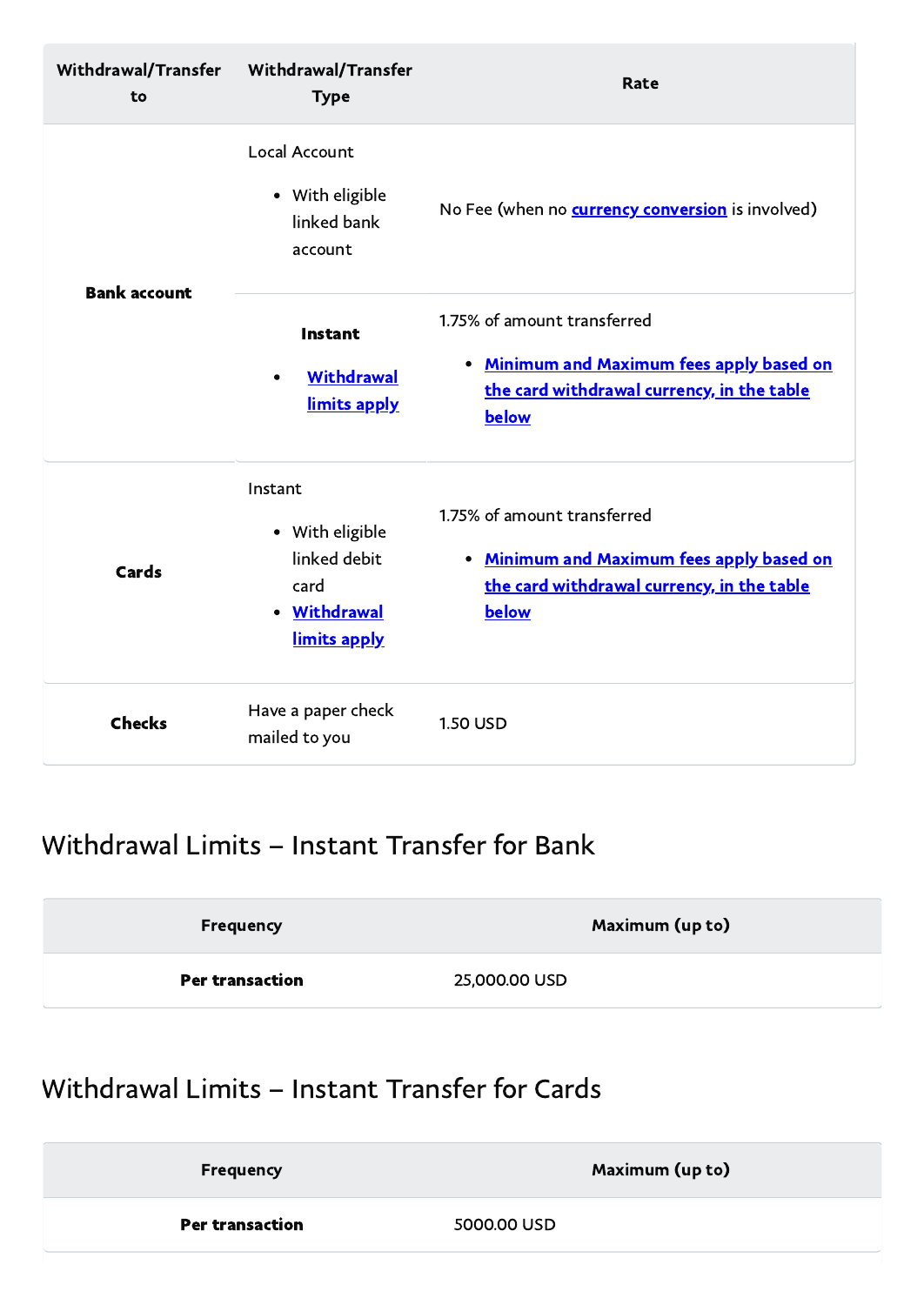| Withdrawal/Transfer to | Withdrawal/Transfer Type | Rate |
|---|---|---|
| **Bank account** | Local Account<br>• With eligible linked bank account | No Fee (when no currency conversion is involved) |
| | **Instant**<br>• Withdrawal limits apply | 1.75% of amount transferred<br>• Minimum and Maximum fees apply based on the card withdrawal currency, in the table below |
| **Cards** | Instant<br>• With eligible linked debit card<br>• Withdrawal limits apply | 1.75% of amount transferred<br>• Minimum and Maximum fees apply based on the card withdrawal currency, in the table below |
| **Checks** | Have a paper check mailed to you | 1.50 USD |

## Withdrawal Limits – Instant Transfer for Bank

| Frequency | Maximum (up to) |
|---|---|
| **Per transaction** | 25,000.00 USD |

## Withdrawal Limits – Instant Transfer for Cards

| Frequency | Maximum (up to) |
|---|---|
| **Per transaction** | 5000.00 USD |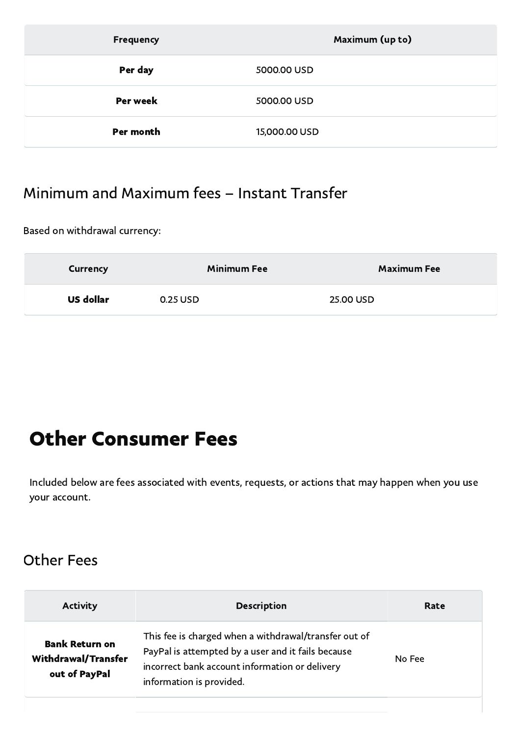| Frequency | Maximum (up to) |
| --- | --- |
| **Per day** | 5000.00 USD |
| **Per week** | 5000.00 USD |
| **Per month** | 15,000.00 USD |

## Minimum and Maximum fees – Instant Transfer

Based on withdrawal currency:

| Currency | Minimum Fee | Maximum Fee |
| --- | --- | --- |
| **US dollar** | 0.25 USD | 25.00 USD |

# Other Consumer Fees

Included below are fees associated with events, requests, or actions that may happen when you use your account.

## Other Fees

| Activity | Description | Rate |
| --- | --- | --- |
| **Bank Return on Withdrawal/Transfer out of PayPal** | This fee is charged when a withdrawal/transfer out of PayPal is attempted by a user and it fails because incorrect bank account information or delivery information is provided. | No Fee |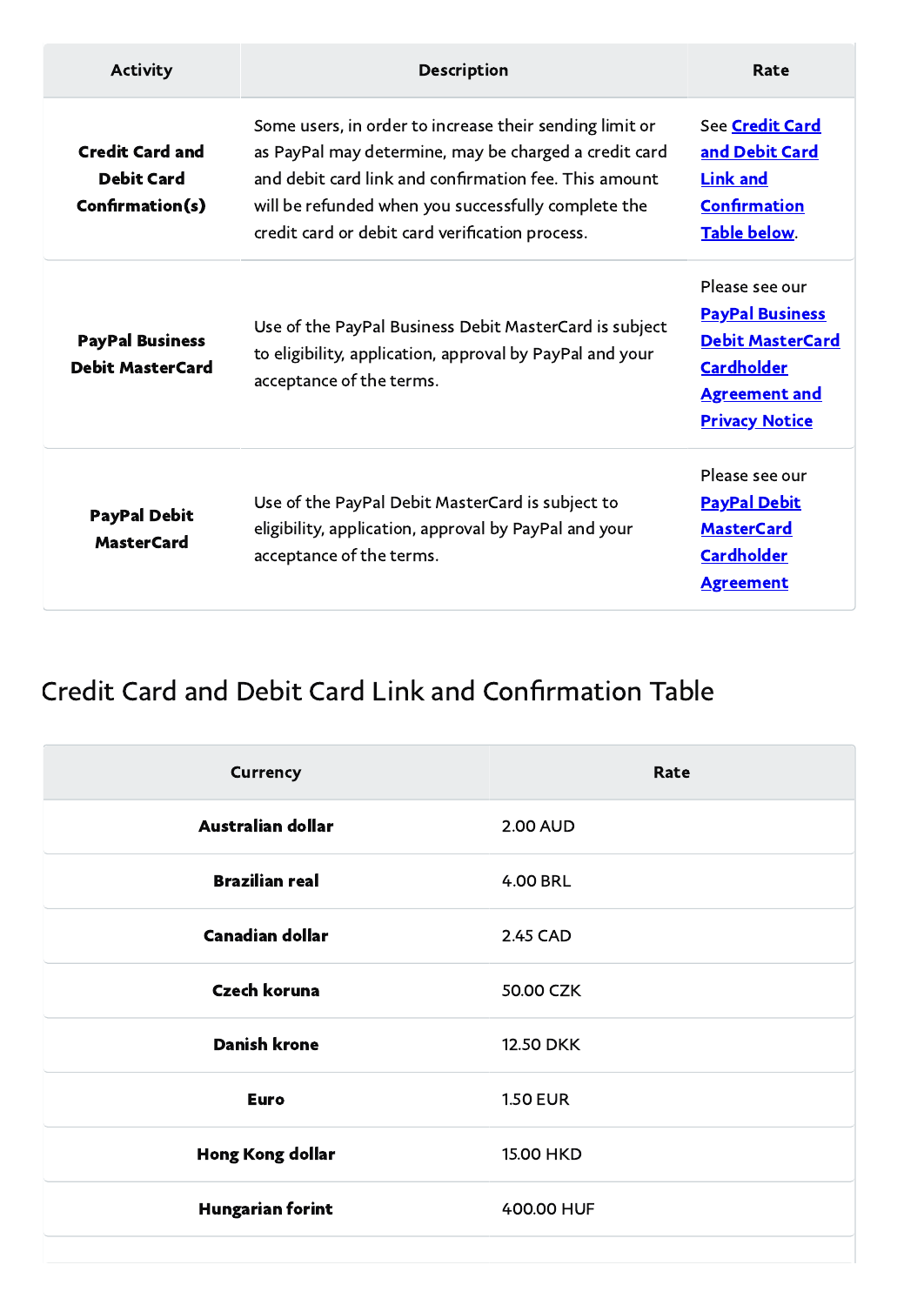| Activity | Description | Rate |
| --- | --- | --- |
| **Credit Card and Debit Card Confirmation(s)** | Some users, in order to increase their sending limit or as PayPal may determine, may be charged a credit card and debit card link and confirmation fee. This amount will be refunded when you successfully complete the credit card or debit card verification process. | See **Credit Card and Debit Card Link and Confirmation Table below**. |
| **PayPal Business Debit MasterCard** | Use of the PayPal Business Debit MasterCard is subject to eligibility, application, approval by PayPal and your acceptance of the terms. | Please see our **PayPal Business Debit MasterCard Cardholder Agreement and Privacy Notice** |
| **PayPal Debit MasterCard** | Use of the PayPal Debit MasterCard is subject to eligibility, application, approval by PayPal and your acceptance of the terms. | Please see our **PayPal Debit MasterCard Cardholder Agreement** |

## Credit Card and Debit Card Link and Confirmation Table

| Currency | Rate |
| --- | --- |
| **Australian dollar** | 2.00 AUD |
| **Brazilian real** | 4.00 BRL |
| **Canadian dollar** | 2.45 CAD |
| **Czech koruna** | 50.00 CZK |
| **Danish krone** | 12.50 DKK |
| **Euro** | 1.50 EUR |
| **Hong Kong dollar** | 15.00 HKD |
| **Hungarian forint** | 400.00 HUF |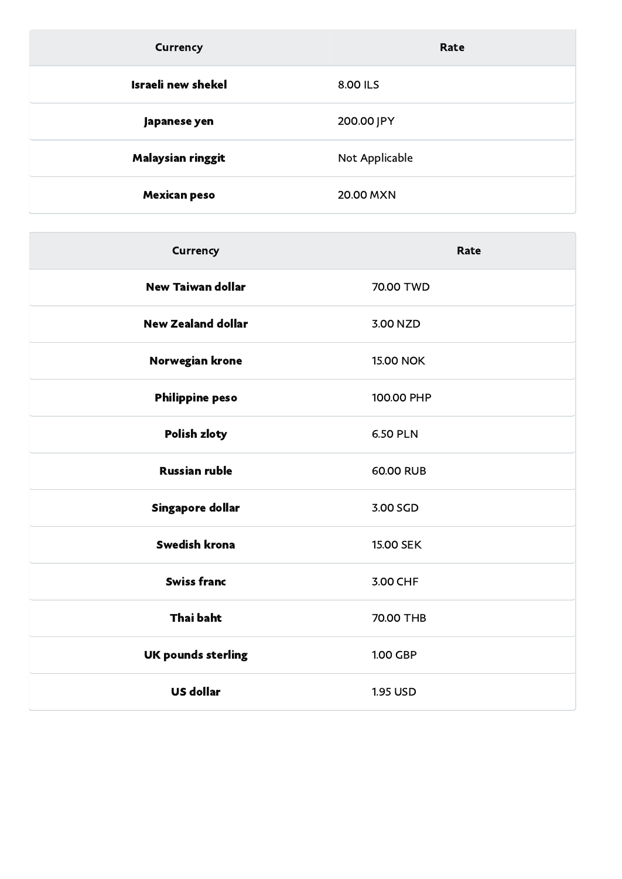| Currency | Rate |
| --- | --- |
| **Israeli new shekel** | 8.00 ILS |
| **Japanese yen** | 200.00 JPY |
| **Malaysian ringgit** | Not Applicable |
| **Mexican peso** | 20.00 MXN |

| Currency | Rate |
| --- | --- |
| **New Taiwan dollar** | 70.00 TWD |
| **New Zealand dollar** | 3.00 NZD |
| **Norwegian krone** | 15.00 NOK |
| **Philippine peso** | 100.00 PHP |
| **Polish zloty** | 6.50 PLN |
| **Russian ruble** | 60.00 RUB |
| **Singapore dollar** | 3.00 SGD |
| **Swedish krona** | 15.00 SEK |
| **Swiss franc** | 3.00 CHF |
| **Thai baht** | 70.00 THB |
| **UK pounds sterling** | 1.00 GBP |
| **US dollar** | 1.95 USD |